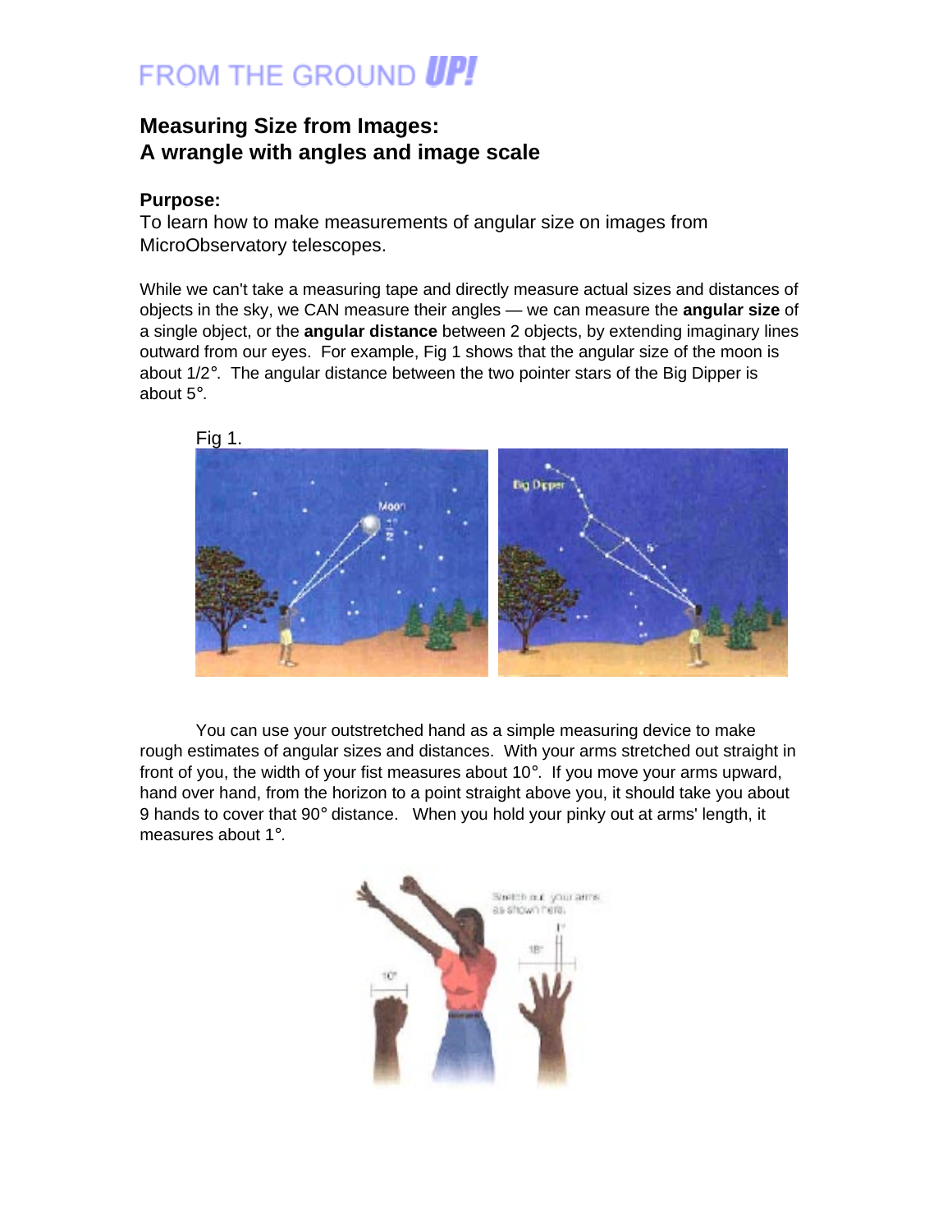FROM THE GROUND **UP!**

## Measuring Size from Images:
## A wrangle with angles and image scale

**Purpose:**

To learn how to make measurements of angular size on images from MicroObservatory telescopes.

While we can't take a measuring tape and directly measure actual sizes and distances of objects in the sky, we CAN measure their angles — we can measure the **angular size** of a single object, or the **angular distance** between 2 objects, by extending imaginary lines outward from our eyes. For example, Fig 1 shows that the angular size of the moon is about 1/2°. The angular distance between the two pointer stars of the Big Dipper is about 5°.

Fig 1.

You can use your outstretched hand as a simple measuring device to make rough estimates of angular sizes and distances. With your arms stretched out straight in front of you, the width of your fist measures about 10°. If you move your arms upward, hand over hand, from the horizon to a point straight above you, it should take you about 9 hands to cover that 90° distance. When you hold your pinky out at arms' length, it measures about 1°.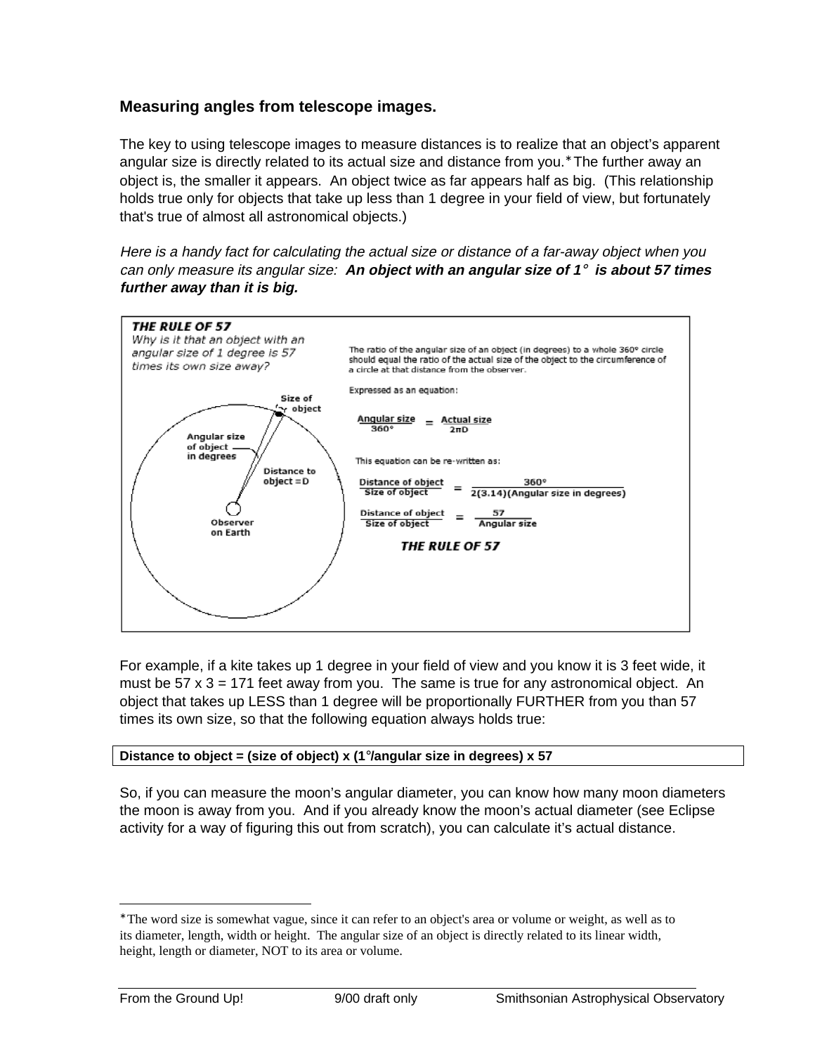## Measuring angles from telescope images.

The key to using telescope images to measure distances is to realize that an object's apparent angular size is directly related to its actual size and distance from you.* The further away an object is, the smaller it appears. An object twice as far appears half as big. (This relationship holds true only for objects that take up less than 1 degree in your field of view, but fortunately that's true of almost all astronomical objects.)

*Here is a handy fact for calculating the actual size or distance of a far-away object when you can only measure its angular size:* ***An object with an angular size of 1° is about 57 times further away than it is big.***

***THE RULE OF 57***

*Why is it that an object with an angular size of 1 degree is 57 times its own size away?*

Size of object

Angular size of object in degrees

Distance to object = D

Observer on Earth

The ratio of the angular size of an object (in degrees) to a whole 360° circle should equal the ratio of the actual size of the object to the circumference of a circle at that distance from the observer.

Expressed as an equation:

$$\frac{\text{Angular size}}{360°} = \frac{\text{Actual size}}{2\pi D}$$

This equation can be re-written as:

$$\frac{\text{Distance of object}}{\text{Size of object}} = \frac{360°}{2(3.14)(\text{Angular size in degrees})}$$

$$\frac{\text{Distance of object}}{\text{Size of object}} = \frac{57}{\text{Angular size}}$$

***THE RULE OF 57***

For example, if a kite takes up 1 degree in your field of view and you know it is 3 feet wide, it must be 57 x 3 = 171 feet away from you. The same is true for any astronomical object. An object that takes up LESS than 1 degree will be proportionally FURTHER from you than 57 times its own size, so that the following equation always holds true:

**Distance to object = (size of object) x (1°/angular size in degrees) x 57**

So, if you can measure the moon's angular diameter, you can know how many moon diameters the moon is away from you. And if you already know the moon's actual diameter (see Eclipse activity for a way of figuring this out from scratch), you can calculate it's actual distance.

---

*The word size is somewhat vague, since it can refer to an object's area or volume or weight, as well as to its diameter, length, width or height. The angular size of an object is directly related to its linear width, height, length or diameter, NOT to its area or volume.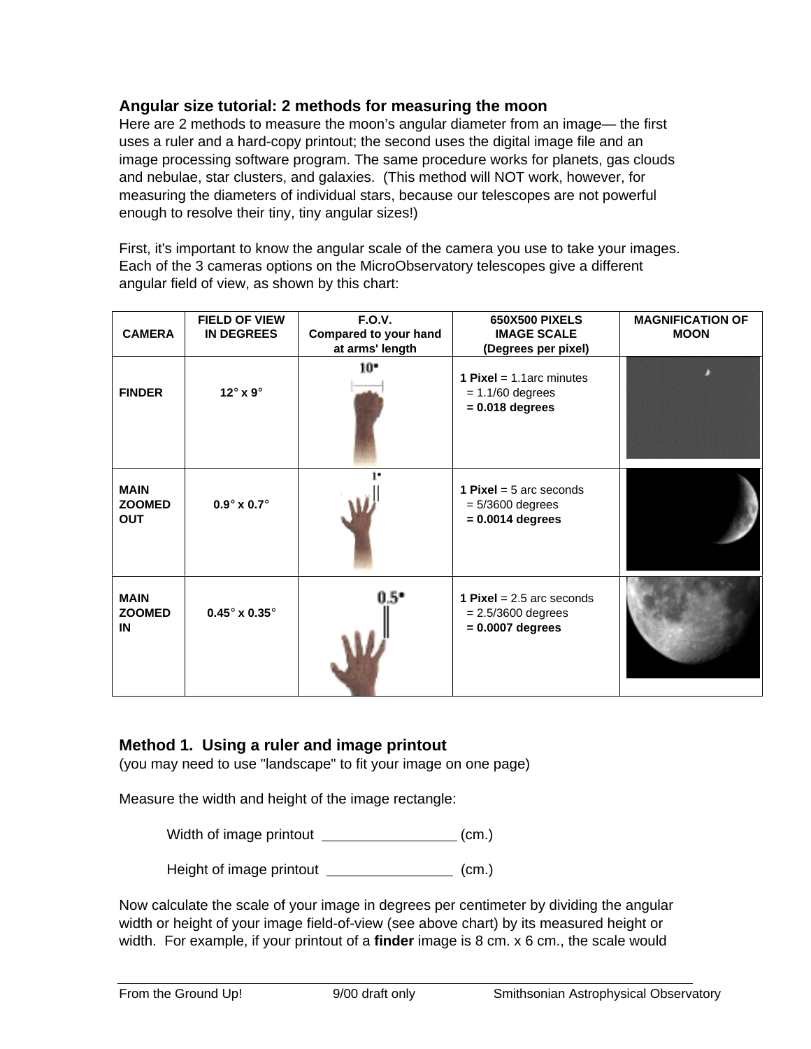## Angular size tutorial: 2 methods for measuring the moon

Here are 2 methods to measure the moon's angular diameter from an image— the first uses a ruler and a hard-copy printout; the second uses the digital image file and an image processing software program. The same procedure works for planets, gas clouds and nebulae, star clusters, and galaxies. (This method will NOT work, however, for measuring the diameters of individual stars, because our telescopes are not powerful enough to resolve their tiny, tiny angular sizes!)

First, it's important to know the angular scale of the camera you use to take your images. Each of the 3 cameras options on the MicroObservatory telescopes give a different angular field of view, as shown by this chart:

| CAMERA | FIELD OF VIEW IN DEGREES | F.O.V. Compared to your hand at arms' length | 650X500 PIXELS IMAGE SCALE (Degrees per pixel) | MAGNIFICATION OF MOON |
|---|---|---|---|---|
| **FINDER** | 12° x 9° | 10° | **1 Pixel** = 1.1arc minutes = 1.1/60 degrees **= 0.018 degrees** | |
| **MAIN ZOOMED OUT** | 0.9° x 0.7° | 1° | **1 Pixel** = 5 arc seconds = 5/3600 degrees **= 0.0014 degrees** | |
| **MAIN ZOOMED IN** | 0.45° x 0.35° | 0.5° | **1 Pixel** = 2.5 arc seconds = 2.5/3600 degrees **= 0.0007 degrees** | |

## Method 1. Using a ruler and image printout

(you may need to use "landscape" to fit your image on one page)

Measure the width and height of the image rectangle:

Width of image printout ________________ (cm.)

Height of image printout ________________ (cm.)

Now calculate the scale of your image in degrees per centimeter by dividing the angular width or height of your image field-of-view (see above chart) by its measured height or width. For example, if your printout of a **finder** image is 8 cm. x 6 cm., the scale would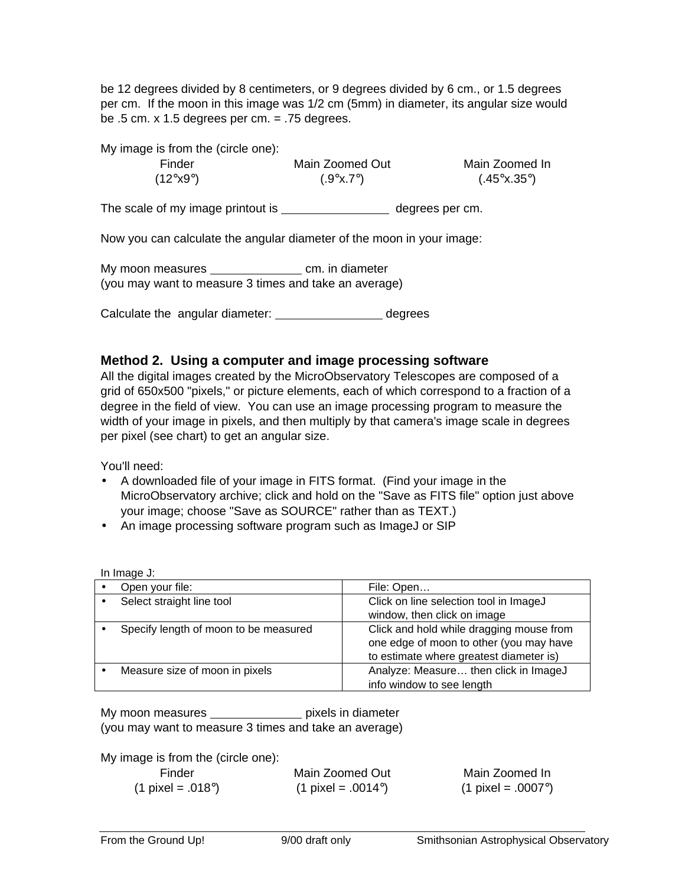be 12 degrees divided by 8 centimeters, or 9 degrees divided by 6 cm., or 1.5 degrees per cm. If the moon in this image was 1/2 cm (5mm) in diameter, its angular size would be .5 cm. x 1.5 degrees per cm. = .75 degrees.

My image is from the (circle one):

| Finder | Main Zoomed Out | Main Zoomed In |
|---|---|---|
| (12°x9°) | (.9°x.7°) | (.45°x.35°) |

The scale of my image printout is ________________ degrees per cm.

Now you can calculate the angular diameter of the moon in your image:

My moon measures ______________ cm. in diameter
(you may want to measure 3 times and take an average)

Calculate the angular diameter: ________________ degrees

### Method 2. Using a computer and image processing software

All the digital images created by the MicroObservatory Telescopes are composed of a grid of 650x500 "pixels," or picture elements, each of which correspond to a fraction of a degree in the field of view. You can use an image processing program to measure the width of your image in pixels, and then multiply by that camera's image scale in degrees per pixel (see chart) to get an angular size.

You'll need:

- A downloaded file of your image in FITS format. (Find your image in the MicroObservatory archive; click and hold on the "Save as FITS file" option just above your image; choose "Save as SOURCE" rather than as TEXT.)
- An image processing software program such as ImageJ or SIP

In Image J:

| Step | Action |
|---|---|
| • Open your file: | File: Open… |
| • Select straight line tool | Click on line selection tool in ImageJ window, then click on image |
| • Specify length of moon to be measured | Click and hold while dragging mouse from one edge of moon to other (you may have to estimate where greatest diameter is) |
| • Measure size of moon in pixels | Analyze: Measure… then click in ImageJ info window to see length |

My moon measures ______________ pixels in diameter
(you may want to measure 3 times and take an average)

My image is from the (circle one):

| Finder | Main Zoomed Out | Main Zoomed In |
|---|---|---|
| (1 pixel = .018°) | (1 pixel = .0014°) | (1 pixel = .0007°) |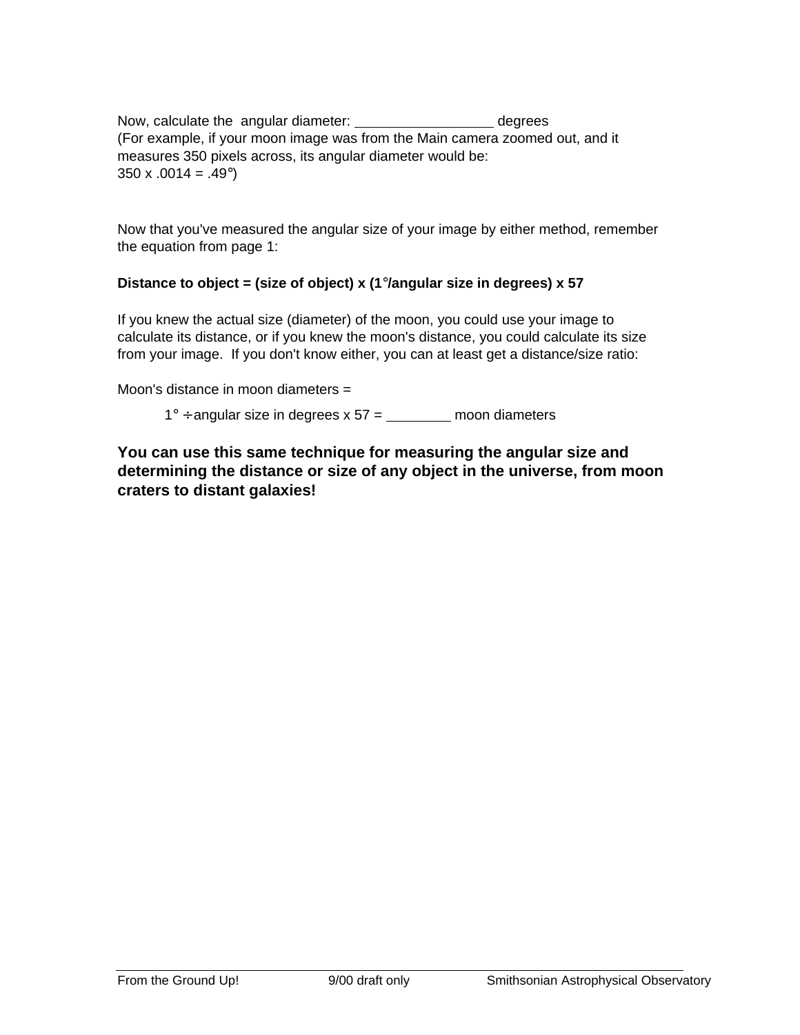Now, calculate the angular diameter: ________________ degrees
(For example, if your moon image was from the Main camera zoomed out, and it measures 350 pixels across, its angular diameter would be:
350 x .0014 = .49°)

Now that you've measured the angular size of your image by either method, remember the equation from page 1:

**Distance to object = (size of object) x (1°/angular size in degrees) x 57**

If you knew the actual size (diameter) of the moon, you could use your image to calculate its distance, or if you knew the moon's distance, you could calculate its size from your image. If you don't know either, you can at least get a distance/size ratio:

Moon's distance in moon diameters =

1° ÷ angular size in degrees x 57 = ________ moon diameters

**You can use this same technique for measuring the angular size and determining the distance or size of any object in the universe, from moon craters to distant galaxies!**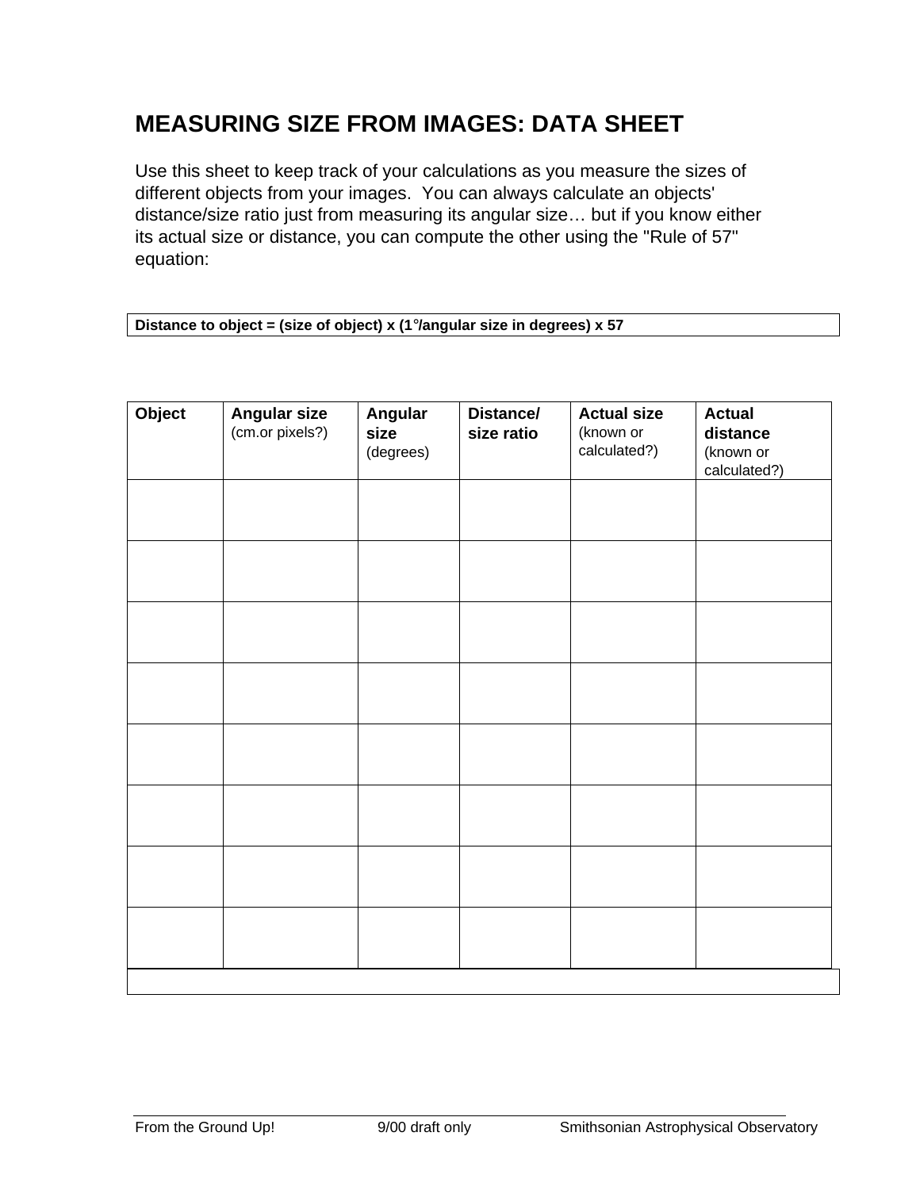# MEASURING SIZE FROM IMAGES: DATA SHEET

Use this sheet to keep track of your calculations as you measure the sizes of different objects from your images. You can always calculate an objects' distance/size ratio just from measuring its angular size… but if you know either its actual size or distance, you can compute the other using the "Rule of 57" equation:

**Distance to object = (size of object) x (1°/angular size in degrees) x 57**

| **Object** | **Angular size** (cm.or pixels?) | **Angular size** (degrees) | **Distance/ size ratio** | **Actual size** (known or calculated?) | **Actual distance** (known or calculated?) |
|---|---|---|---|---|---|
| | | | | | |
| | | | | | |
| | | | | | |
| | | | | | |
| | | | | | |
| | | | | | |
| | | | | | |
| | | | | | |